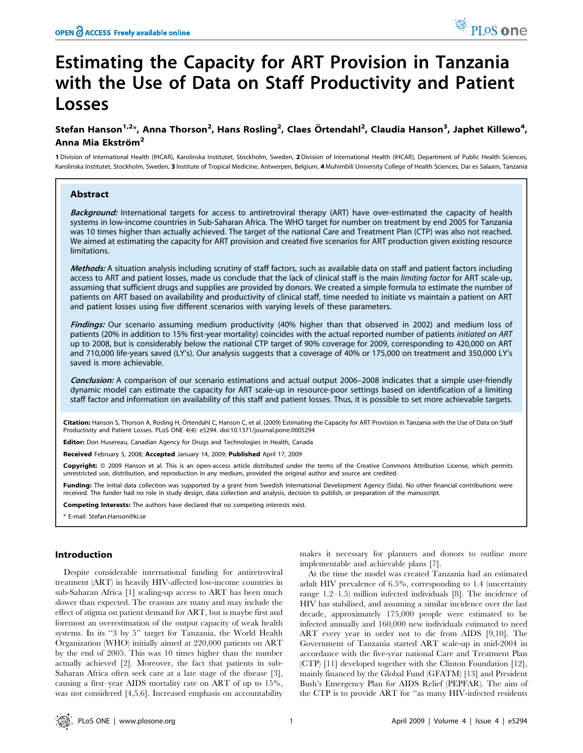# Estimating the Capacity for ART Provision in Tanzania with the Use of Data on Staff Productivity and Patient Losses

**Stefan Hanson[1,2]*, Anna Thorson[2], Hans Rosling[2], Claes Örtendahl[2], Claudia Hanson[3], Japhet Killewo[4], Anna Mia Ekström[2]**

**1** Division of International Health (IHCAR), Karolinska Institutet, Stockholm, Sweden, **2** Division of International Health (IHCAR), Department of Public Health Sciences, Karolinska Institutet, Stockholm, Sweden, **3** Institute of Tropical Medicine, Antwerpen, Belgium, **4** Muhimbili University College of Health Sciences, Dar es Salaam, Tanzania

## Abstract

***Background:*** International targets for access to antiretroviral therapy (ART) have over-estimated the capacity of health systems in low-income countries in Sub-Saharan Africa. The WHO target for number on treatment by end 2005 for Tanzania was 10 times higher than actually achieved. The target of the national Care and Treatment Plan (CTP) was also not reached. We aimed at estimating the capacity for ART provision and created five scenarios for ART production given existing resource limitations.

***Methods:*** A situation analysis including scrutiny of staff factors, such as available data on staff and patient factors including access to ART and patient losses, made us conclude that the lack of clinical staff is the main *limiting factor* for ART scale-up, assuming that sufficient drugs and supplies are provided by donors. We created a simple formula to estimate the number of patients on ART based on availability and productivity of clinical staff, time needed to initiate vs maintain a patient on ART and patient losses using five different scenarios with varying levels of these parameters.

***Findings:*** Our scenario assuming medium productivity (40% higher than that observed in 2002) and medium loss of patients (20% in addition to 15% first-year mortality) coincides with the actual reported number of patients *initiated on ART* up to 2008, but is considerably below the national CTP target of 90% coverage for 2009, corresponding to 420,000 on ART and 710,000 life-years saved (LY's). Our analysis suggests that a coverage of 40% or 175,000 on treatment and 350,000 LY's saved is more achievable.

***Conclusion:*** A comparison of our scenario estimations and actual output 2006–2008 indicates that a simple user-friendly dynamic model can estimate the capacity for ART scale-up in resource-poor settings based on identification of a limiting staff factor and information on availability of this staff and patient losses. Thus, it is possible to set more achievable targets.

**Citation:** Hanson S, Thorson A, Rosling H, Örtendahl C, Hanson C, et al. (2009) Estimating the Capacity for ART Provision in Tanzania with the Use of Data on Staff Productivity and Patient Losses. PLoS ONE 4(4): e5294. doi:10.1371/journal.pone.0005294

**Editor:** Don Husereau, Canadian Agency for Drugs and Technologies in Health, Canada

**Received** February 5, 2008; **Accepted** January 14, 2009; **Published** April 17, 2009

**Copyright:** © 2009 Hanson et al. This is an open-access article distributed under the terms of the Creative Commons Attribution License, which permits unrestricted use, distribution, and reproduction in any medium, provided the original author and source are credited.

**Funding:** The initial data collection was supported by a grant from Swedish International Development Agency (Sida). No other financial contributions were received. The funder had no role in study design, data collection and analysis, decision to publish, or preparation of the manuscript.

**Competing Interests:** The authors have declared that no competing interests exist.

\* E-mail: Stefan.Hanson@ki.se

## Introduction

Despite considerable international funding for antiretroviral treatment (ART) in heavily HIV-affected low-income countries in sub-Saharan Africa [1] scaling-up access to ART has been much slower than expected. The reasons are many and may include the effect of stigma on patient demand for ART, but is maybe first and foremost an overestimation of the output capacity of weak health systems. In its "3 by 5" target for Tanzania, the World Health Organization (WHO) initially aimed at 220,000 patients on ART by the end of 2005. This was 10 times higher than the number actually achieved [2]. Moreover, the fact that patients in sub-Saharan Africa often seek care at a late stage of the disease [3], causing a first–year AIDS mortality rate on ART of up to 15%, was not considered [4,5,6]. Increased emphasis on accountability makes it necessary for planners and donors to outline more implementable and achievable plans [7].

At the time the model was created Tanzania had an estimated adult HIV prevalence of 6.5%, corresponding to 1.4 (uncertainty range 1.2–1.5) million infected individuals [8]. The incidence of HIV has stabilised, and assuming a similar incidence over the last decade, approximately 175,000 people were estimated to be infected annually and 160,000 new individuals estimated to need ART every year in order not to die from AIDS [9,10]. The Government of Tanzania started ART scale-up in mid-2004 in accordance with the five-year national Care and Treatment Plan (CTP) [11] developed together with the Clinton Foundation [12], mainly financed by the Global Fund (GFATM) [13] and President Bush's Emergency Plan for AIDS Relief (PEPFAR). The aim of the CTP is to provide ART for "as many HIV-infected residents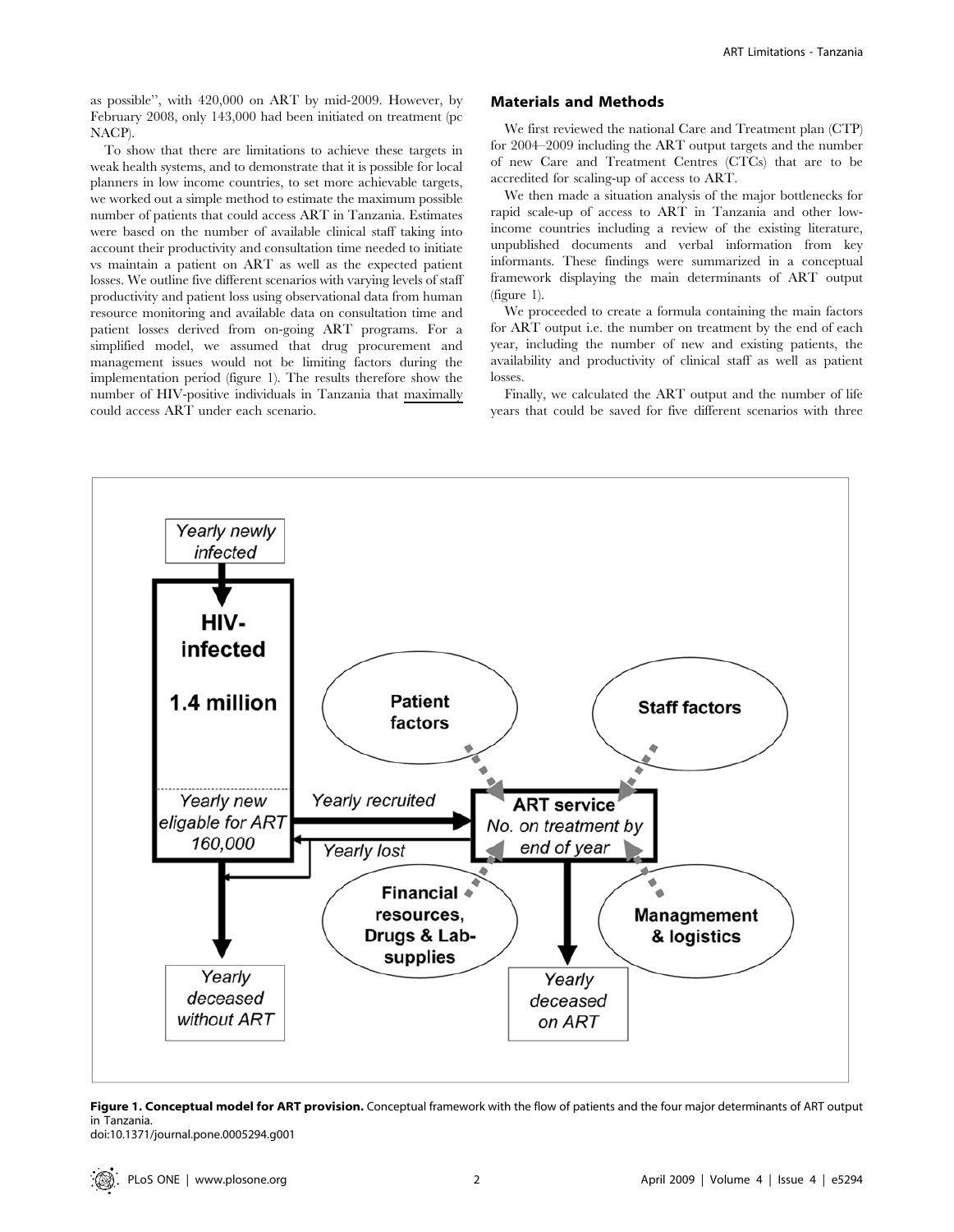as possible", with 420,000 on ART by mid-2009. However, by February 2008, only 143,000 had been initiated on treatment (pc NACP).

To show that there are limitations to achieve these targets in weak health systems, and to demonstrate that it is possible for local planners in low income countries, to set more achievable targets, we worked out a simple method to estimate the maximum possible number of patients that could access ART in Tanzania. Estimates were based on the number of available clinical staff taking into account their productivity and consultation time needed to initiate vs maintain a patient on ART as well as the expected patient losses. We outline five different scenarios with varying levels of staff productivity and patient loss using observational data from human resource monitoring and available data on consultation time and patient losses derived from on-going ART programs. For a simplified model, we assumed that drug procurement and management issues would not be limiting factors during the implementation period (figure 1). The results therefore show the number of HIV-positive individuals in Tanzania that maximally could access ART under each scenario.

## Materials and Methods

We first reviewed the national Care and Treatment plan (CTP) for 2004–2009 including the ART output targets and the number of new Care and Treatment Centres (CTCs) that are to be accredited for scaling-up of access to ART.

We then made a situation analysis of the major bottlenecks for rapid scale-up of access to ART in Tanzania and other low-income countries including a review of the existing literature, unpublished documents and verbal information from key informants. These findings were summarized in a conceptual framework displaying the main determinants of ART output (figure 1).

We proceeded to create a formula containing the main factors for ART output i.e. the number on treatment by the end of each year, including the number of new and existing patients, the availability and productivity of clinical staff as well as patient losses.

Finally, we calculated the ART output and the number of life years that could be saved for five different scenarios with three

Yearly newly infected

HIV-infected

1.4 million

Yearly new eligable for ART 160,000

Yearly recruited

Yearly lost

Patient factors

Staff factors

ART service
No. on treatment by end of year

Financial resources, Drugs & Lab-supplies

Managment & logistics

Yearly deceased without ART

Yearly deceased on ART

**Figure 1. Conceptual model for ART provision.** Conceptual framework with the flow of patients and the four major determinants of ART output in Tanzania.
doi:10.1371/journal.pone.0005294.g001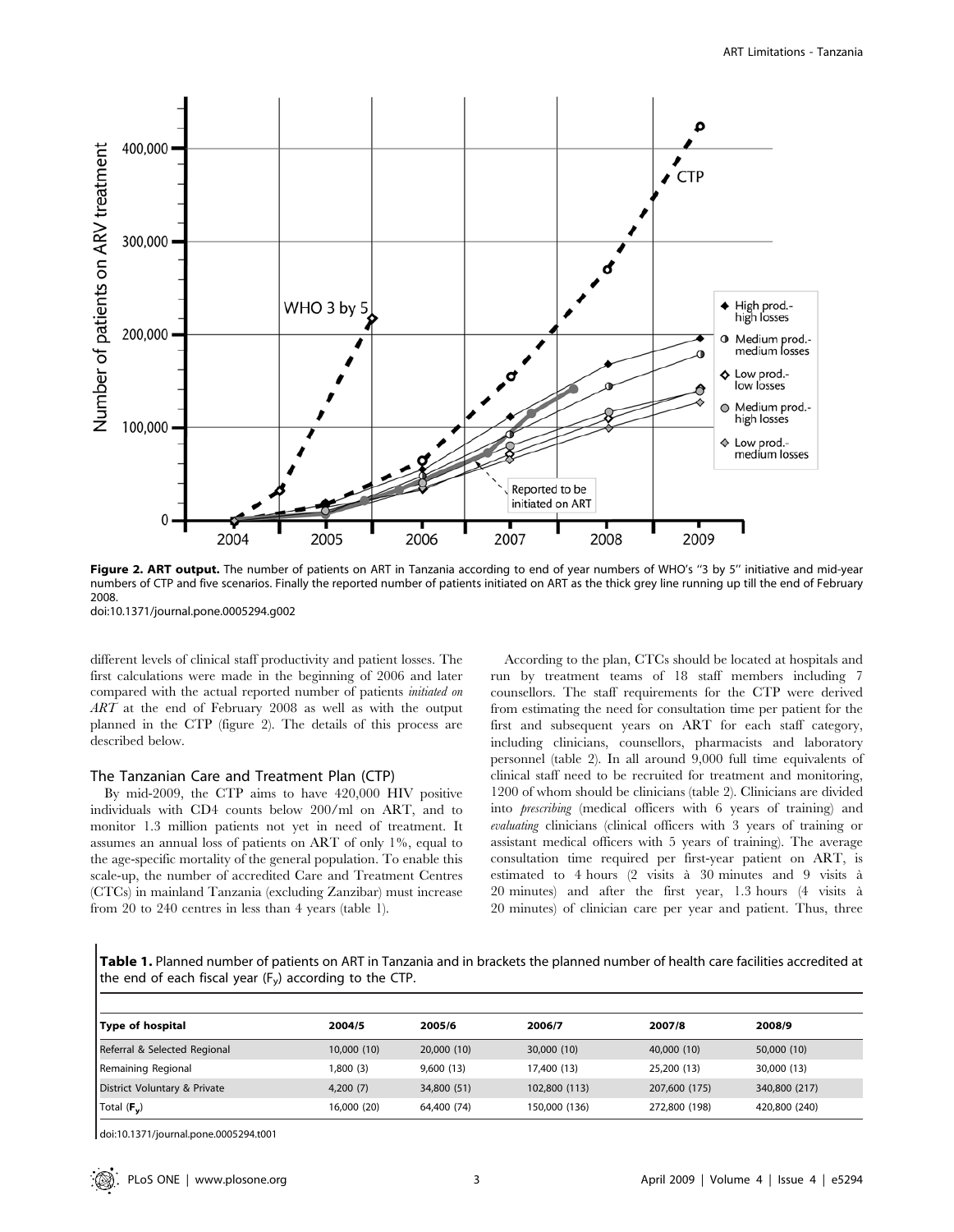Figure 2. ART output. The number of patients on ART in Tanzania according to end of year numbers of WHO's "3 by 5" initiative and mid-year numbers of CTP and five scenarios. Finally the reported number of patients initiated on ART as the thick grey line running up till the end of February 2008.
doi:10.1371/journal.pone.0005294.g002

different levels of clinical staff productivity and patient losses. The first calculations were made in the beginning of 2006 and later compared with the actual reported number of patients *initiated on ART* at the end of February 2008 as well as with the output planned in the CTP (figure 2). The details of this process are described below.

### The Tanzanian Care and Treatment Plan (CTP)

By mid-2009, the CTP aims to have 420,000 HIV positive individuals with CD4 counts below 200/ml on ART, and to monitor 1.3 million patients not yet in need of treatment. It assumes an annual loss of patients on ART of only 1%, equal to the age-specific mortality of the general population. To enable this scale-up, the number of accredited Care and Treatment Centres (CTCs) in mainland Tanzania (excluding Zanzibar) must increase from 20 to 240 centres in less than 4 years (table 1).

According to the plan, CTCs should be located at hospitals and run by treatment teams of 18 staff members including 7 counsellors. The staff requirements for the CTP were derived from estimating the need for consultation time per patient for the first and subsequent years on ART for each staff category, including clinicians, counsellors, pharmacists and laboratory personnel (table 2). In all around 9,000 full time equivalents of clinical staff need to be recruited for treatment and monitoring, 1200 of whom should be clinicians (table 2). Clinicians are divided into *prescribing* (medical officers with 6 years of training) and *evaluating* clinicians (clinical officers with 3 years of training or assistant medical officers with 5 years of training). The average consultation time required per first-year patient on ART, is estimated to 4 hours (2 visits à 30 minutes and 9 visits à 20 minutes) and after the first year, 1.3 hours (4 visits à 20 minutes) of clinician care per year and patient. Thus, three

**Table 1.** Planned number of patients on ART in Tanzania and in brackets the planned number of health care facilities accredited at the end of each fiscal year ($F_y$) according to the CTP.

| Type of hospital | 2004/5 | 2005/6 | 2006/7 | 2007/8 | 2008/9 |
|---|---|---|---|---|---|
| Referral & Selected Regional | 10,000 (10) | 20,000 (10) | 30,000 (10) | 40,000 (10) | 50,000 (10) |
| Remaining Regional | 1,800 (3) | 9,600 (13) | 17,400 (13) | 25,200 (13) | 30,000 (13) |
| District Voluntary & Private | 4,200 (7) | 34,800 (51) | 102,800 (113) | 207,600 (175) | 340,800 (217) |
| Total ($F_y$) | 16,000 (20) | 64,400 (74) | 150,000 (136) | 272,800 (198) | 420,800 (240) |

doi:10.1371/journal.pone.0005294.t001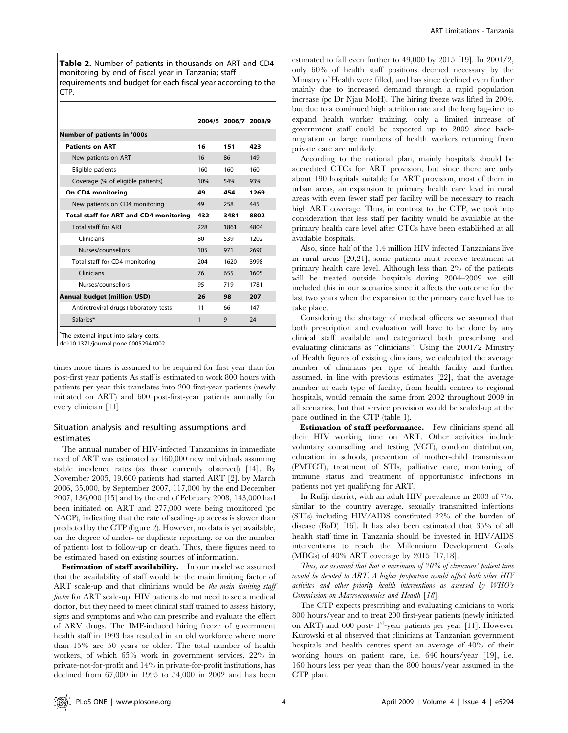**Table 2.** Number of patients in thousands on ART and CD4 monitoring by end of fiscal year in Tanzania; staff requirements and budget for each fiscal year according to the CTP.

| | 2004/5 | 2006/7 | 2008/9 |
|---|---|---|---|
| **Number of patients in '000s** | | | |
| **Patients on ART** | **16** | **151** | **423** |
| New patients on ART | 16 | 86 | 149 |
| Eligible patients | 160 | 160 | 160 |
| Coverage (% of eligible patients) | 10% | 54% | 93% |
| **On CD4 monitoring** | **49** | **454** | **1269** |
| New patients on CD4 monitoring | 49 | 258 | 445 |
| **Total staff for ART and CD4 monitoring** | **432** | **3481** | **8802** |
| Total staff for ART | 228 | 1861 | 4804 |
| Clinicians | 80 | 539 | 1202 |
| Nurses/counsellors | 105 | 971 | 2690 |
| Total staff for CD4 monitoring | 204 | 1620 | 3998 |
| Clinicians | 76 | 655 | 1605 |
| Nurses/counsellors | 95 | 719 | 1781 |
| **Annual budget (million USD)** | **26** | **98** | **207** |
| Antiretroviral drugs+laboratory tests | 11 | 66 | 147 |
| Salaries* | 1 | 9 | 24 |

*The external input into salary costs.
doi:10.1371/journal.pone.0005294.t002

times more times is assumed to be required for first year than for post-first year patients As staff is estimated to work 800 hours with patients per year this translates into 200 first-year patients (newly initiated on ART) and 600 post-first-year patients annually for every clinician [11]

## Situation analysis and resulting assumptions and estimates

The annual number of HIV-infected Tanzanians in immediate need of ART was estimated to 160,000 new individuals assuming stable incidence rates (as those currently observed) [14]. By November 2005, 19,600 patients had started ART [2], by March 2006, 35,000, by September 2007, 117,000 by the end December 2007, 136,000 [15] and by the end of February 2008, 143,000 had been initiated on ART and 277,000 were being monitored (pc NACP), indicating that the rate of scaling-up access is slower than predicted by the CTP (figure 2). However, no data is yet available, on the degree of under- or duplicate reporting, or on the number of patients lost to follow-up or death. Thus, these figures need to be estimated based on existing sources of information.

**Estimation of staff availability.** In our model we assumed that the availability of staff would be the main limiting factor of ART scale-up and that clinicians would be *the main limiting staff factor* for ART scale-up. HIV patients do not need to see a medical doctor, but they need to meet clinical staff trained to assess history, signs and symptoms and who can prescribe and evaluate the effect of ARV drugs. The IMF-induced hiring freeze of government health staff in 1993 has resulted in an old workforce where more than 15% are 50 years or older. The total number of health workers, of which 65% work in government services, 22% in private-not-for-profit and 14% in private-for-profit institutions, has declined from 67,000 in 1995 to 54,000 in 2002 and has been estimated to fall even further to 49,000 by 2015 [19]. In 2001/2, only 60% of health staff positions deemed necessary by the Ministry of Health were filled, and has since declined even further mainly due to increased demand through a rapid population increase (pc Dr Njau MoH). The hiring freeze was lifted in 2004, but due to a continued high attrition rate and the long lag-time to expand health worker training, only a limited increase of government staff could be expected up to 2009 since back-migration or large numbers of health workers returning from private care are unlikely.

According to the national plan, mainly hospitals should be accredited CTCs for ART provision, but since there are only about 190 hospitals suitable for ART provision, most of them in urban areas, an expansion to primary health care level in rural areas with even fewer staff per facility will be necessary to reach high ART coverage. Thus, in contrast to the CTP, we took into consideration that less staff per facility would be available at the primary health care level after CTCs have been established at all available hospitals.

Also, since half of the 1.4 million HIV infected Tanzanians live in rural areas [20,21], some patients must receive treatment at primary health care level. Although less than 2% of the patients will be treated outside hospitals during 2004–2009 we still included this in our scenarios since it affects the outcome for the last two years when the expansion to the primary care level has to take place.

Considering the shortage of medical officers we assumed that both prescription and evaluation will have to be done by any clinical staff available and categorized both prescribing and evaluating clinicians as "clinicians". Using the 2001/2 Ministry of Health figures of existing clinicians, we calculated the average number of clinicians per type of health facility and further assumed, in line with previous estimates [22], that the average number at each type of facility, from health centres to regional hospitals, would remain the same from 2002 throughout 2009 in all scenarios, but that service provision would be scaled-up at the pace outlined in the CTP (table 1).

**Estimation of staff performance.** Few clinicians spend all their HIV working time on ART. Other activities include voluntary counselling and testing (VCT), condom distribution, education in schools, prevention of mother-child transmission (PMTCT), treatment of STIs, palliative care, monitoring of immune status and treatment of opportunistic infections in patients not yet qualifying for ART.

In Rufiji district, with an adult HIV prevalence in 2003 of 7%, similar to the country average, sexually transmitted infections (STIs) including HIV/AIDS constituted 22% of the burden of disease (BoD) [16]. It has also been estimated that 35% of all health staff time in Tanzania should be invested in HIV/AIDS interventions to reach the Millennium Development Goals (MDGs) of 40% ART coverage by 2015 [17,18].

*Thus, we assumed that that a maximum of 20% of clinicians' patient time would be devoted to ART. A higher proportion would affect both other HIV activites and other priority health interventions as assessed by WHO's Commission on Macroeconomics and Health [18]*

The CTP expects prescribing and evaluating clinicians to work 800 hours/year and to treat 200 first-year patients (newly initiated on ART) and 600 post- 1st-year patients per year [11]. However Kurowski et al observed that clinicians at Tanzanian government hospitals and health centres spent an average of 40% of their working hours on patient care, i.e. 640 hours/year [19], i.e. 160 hours less per year than the 800 hours/year assumed in the CTP plan.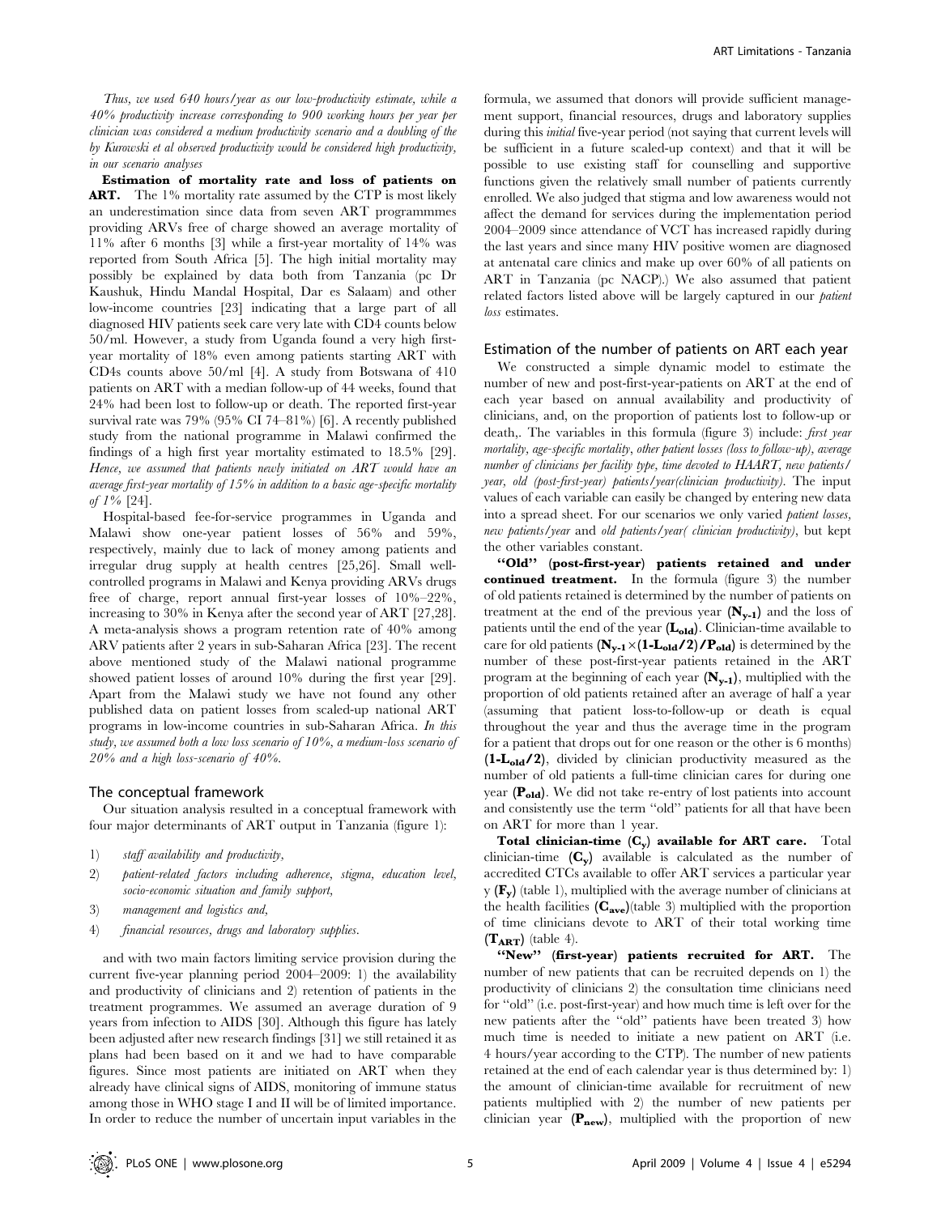*Thus, we used 640 hours/year as our low-productivity estimate, while a 40% productivity increase corresponding to 900 working hours per year per clinician was considered a medium productivity scenario and a doubling of the by Kurowski et al observed productivity would be considered high productivity, in our scenario analyses*

**Estimation of mortality rate and loss of patients on ART.** The 1% mortality rate assumed by the CTP is most likely an underestimation since data from seven ART programmmes providing ARVs free of charge showed an average mortality of 11% after 6 months [3] while a first-year mortality of 14% was reported from South Africa [5]. The high initial mortality may possibly be explained by data both from Tanzania (pc Dr Kaushuk, Hindu Mandal Hospital, Dar es Salaam) and other low-income countries [23] indicating that a large part of all diagnosed HIV patients seek care very late with CD4 counts below 50/ml. However, a study from Uganda found a very high first-year mortality of 18% even among patients starting ART with CD4s counts above 50/ml [4]. A study from Botswana of 410 patients on ART with a median follow-up of 44 weeks, found that 24% had been lost to follow-up or death. The reported first-year survival rate was 79% (95% CI 74–81%) [6]. A recently published study from the national programme in Malawi confirmed the findings of a high first year mortality estimated to 18.5% [29]. *Hence, we assumed that patients newly initiated on ART would have an average first-year mortality of 15% in addition to a basic age-specific mortality of 1%* [24].

Hospital-based fee-for-service programmes in Uganda and Malawi show one-year patient losses of 56% and 59%, respectively, mainly due to lack of money among patients and irregular drug supply at health centres [25,26]. Small well-controlled programs in Malawi and Kenya providing ARVs drugs free of charge, report annual first-year losses of 10%–22%, increasing to 30% in Kenya after the second year of ART [27,28]. A meta-analysis shows a program retention rate of 40% among ARV patients after 2 years in sub-Saharan Africa [23]. The recent above mentioned study of the Malawi national programme showed patient losses of around 10% during the first year [29]. Apart from the Malawi study we have not found any other published data on patient losses from scaled-up national ART programs in low-income countries in sub-Saharan Africa. *In this study, we assumed both a low loss scenario of 10%, a medium-loss scenario of 20% and a high loss-scenario of 40%.*

## The conceptual framework

Our situation analysis resulted in a conceptual framework with four major determinants of ART output in Tanzania (figure 1):

1) *staff availability and productivity,*
2) *patient-related factors including adherence, stigma, education level, socio-economic situation and family support,*
3) *management and logistics and,*
4) *financial resources, drugs and laboratory supplies.*

and with two main factors limiting service provision during the current five-year planning period 2004–2009: 1) the availability and productivity of clinicians and 2) retention of patients in the treatment programmes. We assumed an average duration of 9 years from infection to AIDS [30]. Although this figure has lately been adjusted after new research findings [31] we still retained it as plans had been based on it and we had to have comparable figures. Since most patients are initiated on ART when they already have clinical signs of AIDS, monitoring of immune status among those in WHO stage I and II will be of limited importance. In order to reduce the number of uncertain input variables in the formula, we assumed that donors will provide sufficient management support, financial resources, drugs and laboratory supplies during this *initial* five-year period (not saying that current levels will be sufficient in a future scaled-up context) and that it will be possible to use existing staff for counselling and supportive functions given the relatively small number of patients currently enrolled. We also judged that stigma and low awareness would not affect the demand for services during the implementation period 2004–2009 since attendance of VCT has increased rapidly during the last years and since many HIV positive women are diagnosed at antenatal care clinics and make up over 60% of all patients on ART in Tanzania (pc NACP).) We also assumed that patient related factors listed above will be largely captured in our *patient loss* estimates.

## Estimation of the number of patients on ART each year

We constructed a simple dynamic model to estimate the number of new and post-first-year-patients on ART at the end of each year based on annual availability and productivity of clinicians, and, on the proportion of patients lost to follow-up or death,. The variables in this formula (figure 3) include: *first year mortality, age-specific mortality, other patient losses (loss to follow-up), average number of clinicians per facility type, time devoted to HAART, new patients/year, old (post-first-year) patients/year(clinician productivity)*. The input values of each variable can easily be changed by entering new data into a spread sheet. For our scenarios we only varied *patient losses, new patients/year* and *old patients/year( clinician productivity)*, but kept the other variables constant.

**"Old" (post-first-year) patients retained and under continued treatment.** In the formula (figure 3) the number of old patients retained is determined by the number of patients on treatment at the end of the previous year $(\mathbf{N_{y-1}})$ and the loss of patients until the end of the year $(\mathbf{L_{old}})$. Clinician-time available to care for old patients $(\mathbf{N_{y-1} \times (1\text{-}L_{old}/2)/P_{old}})$ is determined by the number of these post-first-year patients retained in the ART program at the beginning of each year $(\mathbf{N_{y-1}})$, multiplied with the proportion of old patients retained after an average of half a year (assuming that patient loss-to-follow-up or death is equal throughout the year and thus the average time in the program for a patient that drops out for one reason or the other is 6 months) $(\mathbf{1\text{-}L_{old}/2})$, divided by clinician productivity measured as the number of old patients a full-time clinician cares for during one year $(\mathbf{P_{old}})$. We did not take re-entry of lost patients into account and consistently use the term "old" patients for all that have been on ART for more than 1 year.

**Total clinician-time $(\mathbf{C_y})$ available for ART care.** Total clinician-time $(\mathbf{C_y})$ available is calculated as the number of accredited CTCs available to offer ART services a particular year y $(\mathbf{F_y})$ (table 1), multiplied with the average number of clinicians at the health facilities $(\mathbf{C_{ave}})$(table 3) multiplied with the proportion of time clinicians devote to ART of their total working time $(\mathbf{T_{ART}})$ (table 4).

**"New" (first-year) patients recruited for ART.** The number of new patients that can be recruited depends on 1) the productivity of clinicians 2) the consultation time clinicians need for "old" (i.e. post-first-year) and how much time is left over for the new patients after the "old" patients have been treated 3) how much time is needed to initiate a new patient on ART (i.e. 4 hours/year according to the CTP). The number of new patients retained at the end of each calendar year is thus determined by: 1) the amount of clinician-time available for recruitment of new patients multiplied with 2) the number of new patients per clinician year $(\mathbf{P_{new}})$, multiplied with the proportion of new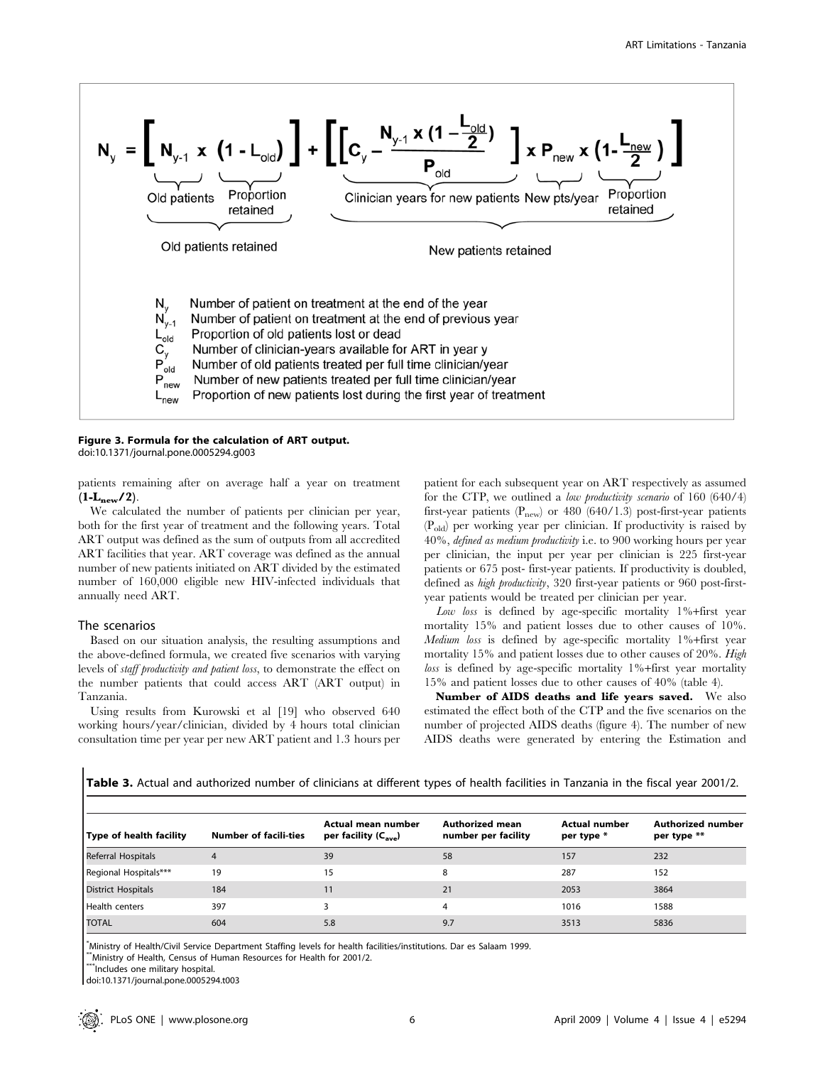$$N_y = \left[ N_{y-1} \times (1 - L_{old}) \right] + \left[ \left[ C_y - \frac{N_{y-1} \times (1 - \frac{L_{old}}{2})}{P_{old}} \right] \times P_{new} \times \left(1 - \frac{L_{new}}{2}\right) \right]$$

Old patients × Proportion retained = Old patients retained

Clinician years for new patients × New pts/year × Proportion retained = New patients retained

- $N_y$ Number of patient on treatment at the end of the year
- $N_{y-1}$ Number of patient on treatment at the end of previous year
- $L_{old}$ Proportion of old patients lost or dead
- $C_y$ Number of clinician-years available for ART in year y
- $P_{old}$ Number of old patients treated per full time clinician/year
- $P_{new}$ Number of new patients treated per full time clinician/year
- $L_{new}$ Proportion of new patients lost during the first year of treatment

**Figure 3. Formula for the calculation of ART output.**
doi:10.1371/journal.pone.0005294.g003

patients remaining after on average half a year on treatment $(1\text{-}L_{new}/2)$.

We calculated the number of patients per clinician per year, both for the first year of treatment and the following years. Total ART output was defined as the sum of outputs from all accredited ART facilities that year. ART coverage was defined as the annual number of new patients initiated on ART divided by the estimated number of 160,000 eligible new HIV-infected individuals that annually need ART.

### The scenarios

Based on our situation analysis, the resulting assumptions and the above-defined formula, we created five scenarios with varying levels of *staff productivity and patient loss*, to demonstrate the effect on the number patients that could access ART (ART output) in Tanzania.

Using results from Kurowski et al [19] who observed 640 working hours/year/clinician, divided by 4 hours total clinician consultation time per year per new ART patient and 1.3 hours per patient for each subsequent year on ART respectively as assumed for the CTP, we outlined a *low productivity scenario* of 160 (640/4) first-year patients ($P_{new}$) or 480 (640/1.3) post-first-year patients ($P_{old}$) per working year per clinician. If productivity is raised by 40%, *defined as medium productivity* i.e. to 900 working hours per year per clinician, the input per year per clinician is 225 first-year patients or 675 post- first-year patients. If productivity is doubled, defined as *high productivity*, 320 first-year patients or 960 post-first-year patients would be treated per clinician per year.

*Low loss* is defined by age-specific mortality 1%+first year mortality 15% and patient losses due to other causes of 10%. *Medium loss* is defined by age-specific mortality 1%+first year mortality 15% and patient losses due to other causes of 20%. *High loss* is defined by age-specific mortality 1%+first year mortality 15% and patient losses due to other causes of 40% (table 4).

**Number of AIDS deaths and life years saved.** We also estimated the effect both of the CTP and the five scenarios on the number of projected AIDS deaths (figure 4). The number of new AIDS deaths were generated by entering the Estimation and

**Table 3.** Actual and authorized number of clinicians at different types of health facilities in Tanzania in the fiscal year 2001/2.

| Type of health facility | Number of facili-ties | Actual mean number per facility ($C_{ave}$) | Authorized mean number per facility | Actual number per type * | Authorized number per type ** |
|---|---|---|---|---|---|
| Referral Hospitals | 4 | 39 | 58 | 157 | 232 |
| Regional Hospitals*** | 19 | 15 | 8 | 287 | 152 |
| District Hospitals | 184 | 11 | 21 | 2053 | 3864 |
| Health centers | 397 | 3 | 4 | 1016 | 1588 |
| TOTAL | 604 | 5.8 | 9.7 | 3513 | 5836 |

*Ministry of Health/Civil Service Department Staffing levels for health facilities/institutions. Dar es Salaam 1999.
**Ministry of Health, Census of Human Resources for Health for 2001/2.
***Includes one military hospital.
doi:10.1371/journal.pone.0005294.t003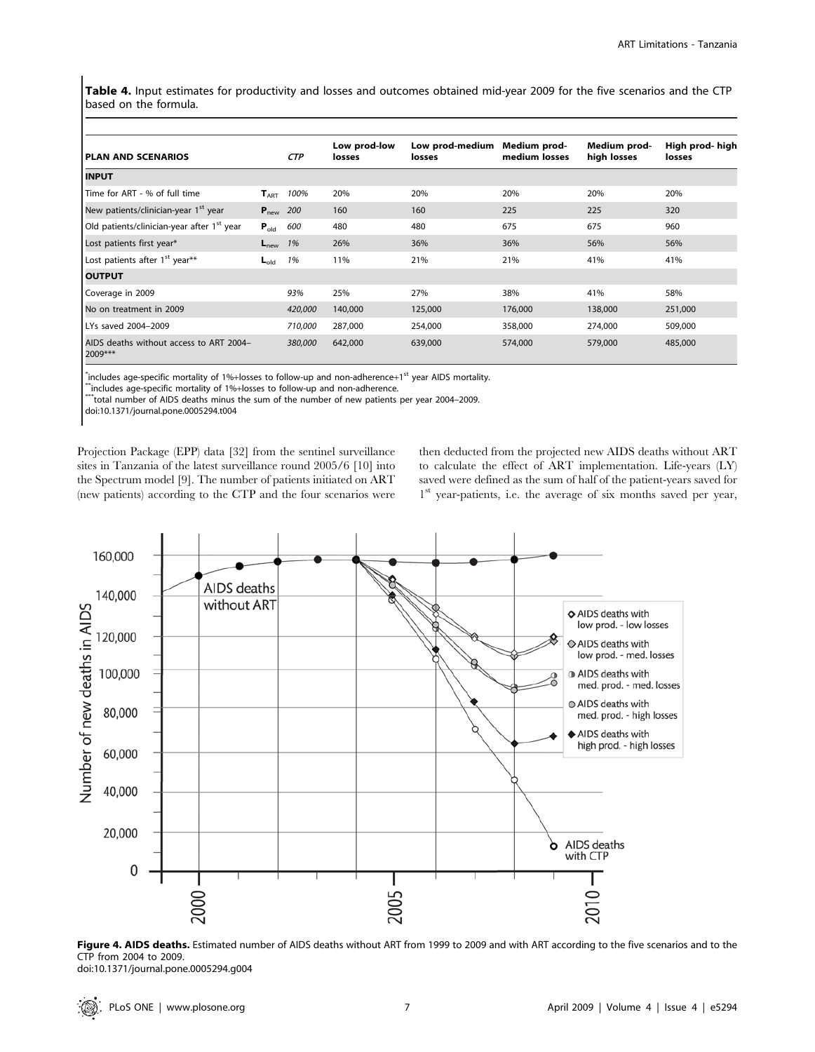**Table 4.** Input estimates for productivity and losses and outcomes obtained mid-year 2009 for the five scenarios and the CTP based on the formula.

| PLAN AND SCENARIOS | | *CTP* | Low prod-low losses | Low prod-medium losses | Medium prod-medium losses | Medium prod-high losses | High prod- high losses |
|---|---|---|---|---|---|---|---|
| **INPUT** | | | | | | | |
| Time for ART - % of full time | $\mathbf{T}_{ART}$ | *100%* | 20% | 20% | 20% | 20% | 20% |
| New patients/clinician-year 1st year | $\mathbf{P}_{new}$ | *200* | 160 | 160 | 225 | 225 | 320 |
| Old patients/clinician-year after 1st year | $\mathbf{P}_{old}$ | *600* | 480 | 480 | 675 | 675 | 960 |
| Lost patients first year* | $\mathbf{L}_{new}$ | *1%* | 26% | 36% | 36% | 56% | 56% |
| Lost patients after 1st year** | $\mathbf{L}_{old}$ | *1%* | 11% | 21% | 21% | 41% | 41% |
| **OUTPUT** | | | | | | | |
| Coverage in 2009 | | *93%* | 25% | 27% | 38% | 41% | 58% |
| No on treatment in 2009 | | *420,000* | 140,000 | 125,000 | 176,000 | 138,000 | 251,000 |
| LYs saved 2004–2009 | | *710,000* | 287,000 | 254,000 | 358,000 | 274,000 | 509,000 |
| AIDS deaths without access to ART 2004–2009*** | | *380,000* | 642,000 | 639,000 | 574,000 | 579,000 | 485,000 |

*includes age-specific mortality of 1%+losses to follow-up and non-adherence+1st year AIDS mortality.
**includes age-specific mortality of 1%+losses to follow-up and non-adherence.
***total number of AIDS deaths minus the sum of the number of new patients per year 2004–2009.
doi:10.1371/journal.pone.0005294.t004

Projection Package (EPP) data [32] from the sentinel surveillance sites in Tanzania of the latest surveillance round 2005/6 [10] into the Spectrum model [9]. The number of patients initiated on ART (new patients) according to the CTP and the four scenarios were then deducted from the projected new AIDS deaths without ART to calculate the effect of ART implementation. Life-years (LY) saved were defined as the sum of half of the patient-years saved for 1st year-patients, i.e. the average of six months saved per year,

**Figure 4. AIDS deaths.** Estimated number of AIDS deaths without ART from 1999 to 2009 and with ART according to the five scenarios and to the CTP from 2004 to 2009.
doi:10.1371/journal.pone.0005294.g004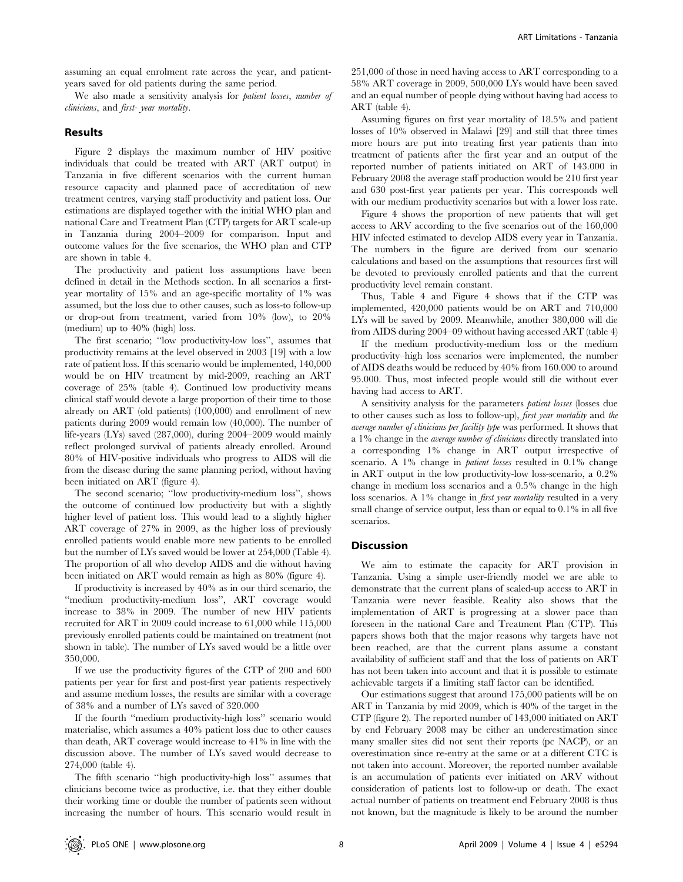assuming an equal enrolment rate across the year, and patient-years saved for old patients during the same period.

We also made a sensitivity analysis for *patient losses*, *number of clinicians*, and *first- year mortality*.

## Results

Figure 2 displays the maximum number of HIV positive individuals that could be treated with ART (ART output) in Tanzania in five different scenarios with the current human resource capacity and planned pace of accreditation of new treatment centres, varying staff productivity and patient loss. Our estimations are displayed together with the initial WHO plan and national Care and Treatment Plan (CTP) targets for ART scale-up in Tanzania during 2004–2009 for comparison. Input and outcome values for the five scenarios, the WHO plan and CTP are shown in table 4.

The productivity and patient loss assumptions have been defined in detail in the Methods section. In all scenarios a first-year mortality of 15% and an age-specific mortality of 1% was assumed, but the loss due to other causes, such as loss-to follow-up or drop-out from treatment, varied from 10% (low), to 20% (medium) up to 40% (high) loss.

The first scenario; "low productivity-low loss", assumes that productivity remains at the level observed in 2003 [19] with a low rate of patient loss. If this scenario would be implemented, 140,000 would be on HIV treatment by mid-2009, reaching an ART coverage of 25% (table 4). Continued low productivity means clinical staff would devote a large proportion of their time to those already on ART (old patients) (100,000) and enrollment of new patients during 2009 would remain low (40,000). The number of life-years (LYs) saved (287,000), during 2004–2009 would mainly reflect prolonged survival of patients already enrolled. Around 80% of HIV-positive individuals who progress to AIDS will die from the disease during the same planning period, without having been initiated on ART (figure 4).

The second scenario; "low productivity-medium loss", shows the outcome of continued low productivity but with a slightly higher level of patient loss. This would lead to a slightly higher ART coverage of 27% in 2009, as the higher loss of previously enrolled patients would enable more new patients to be enrolled but the number of LYs saved would be lower at 254,000 (Table 4). The proportion of all who develop AIDS and die without having been initiated on ART would remain as high as 80% (figure 4).

If productivity is increased by 40% as in our third scenario, the "medium productivity-medium loss", ART coverage would increase to 38% in 2009. The number of new HIV patients recruited for ART in 2009 could increase to 61,000 while 115,000 previously enrolled patients could be maintained on treatment (not shown in table). The number of LYs saved would be a little over 350,000.

If we use the productivity figures of the CTP of 200 and 600 patients per year for first and post-first year patients respectively and assume medium losses, the results are similar with a coverage of 38% and a number of LYs saved of 320.000

If the fourth "medium productivity-high loss" scenario would materialise, which assumes a 40% patient loss due to other causes than death, ART coverage would increase to 41% in line with the discussion above. The number of LYs saved would decrease to 274,000 (table 4).

The fifth scenario "high productivity-high loss" assumes that clinicians become twice as productive, i.e. that they either double their working time or double the number of patients seen without increasing the number of hours. This scenario would result in 251,000 of those in need having access to ART corresponding to a 58% ART coverage in 2009, 500,000 LYs would have been saved and an equal number of people dying without having had access to ART (table 4).

Assuming figures on first year mortality of 18.5% and patient losses of 10% observed in Malawi [29] and still that three times more hours are put into treating first year patients than into treatment of patients after the first year and an output of the reported number of patients initiated on ART of 143.000 in February 2008 the average staff production would be 210 first year and 630 post-first year patients per year. This corresponds well with our medium productivity scenarios but with a lower loss rate.

Figure 4 shows the proportion of new patients that will get access to ARV according to the five scenarios out of the 160,000 HIV infected estimated to develop AIDS every year in Tanzania. The numbers in the figure are derived from our scenario calculations and based on the assumptions that resources first will be devoted to previously enrolled patients and that the current productivity level remain constant.

Thus, Table 4 and Figure 4 shows that if the CTP was implemented, 420,000 patients would be on ART and 710,000 LYs will be saved by 2009. Meanwhile, another 380,000 will die from AIDS during 2004–09 without having accessed ART (table 4)

If the medium productivity-medium loss or the medium productivity–high loss scenarios were implemented, the number of AIDS deaths would be reduced by 40% from 160.000 to around 95.000. Thus, most infected people would still die without ever having had access to ART.

A sensitivity analysis for the parameters *patient losses* (losses due to other causes such as loss to follow-up), *first year mortality* and *the average number of clinicians per facility type* was performed. It shows that a 1% change in the *average number of clinicians* directly translated into a corresponding 1% change in ART output irrespective of scenario. A 1% change in *patient losses* resulted in 0.1% change in ART output in the low productivity-low loss-scenario, a 0.2% change in medium loss scenarios and a 0.5% change in the high loss scenarios. A 1% change in *first year mortality* resulted in a very small change of service output, less than or equal to 0.1% in all five scenarios.

## Discussion

We aim to estimate the capacity for ART provision in Tanzania. Using a simple user-friendly model we are able to demonstrate that the current plans of scaled-up access to ART in Tanzania were never feasible. Reality also shows that the implementation of ART is progressing at a slower pace than foreseen in the national Care and Treatment Plan (CTP). This papers shows both that the major reasons why targets have not been reached, are that the current plans assume a constant availability of sufficient staff and that the loss of patients on ART has not been taken into account and that it is possible to estimate achievable targets if a limiting staff factor can be identified.

Our estimations suggest that around 175,000 patients will be on ART in Tanzania by mid 2009, which is 40% of the target in the CTP (figure 2). The reported number of 143,000 initiated on ART by end February 2008 may be either an underestimation since many smaller sites did not sent their reports (pc NACP), or an overestimation since re-entry at the same or at a different CTC is not taken into account. Moreover, the reported number available is an accumulation of patients ever initiated on ARV without consideration of patients lost to follow-up or death. The exact actual number of patients on treatment end February 2008 is thus not known, but the magnitude is likely to be around the number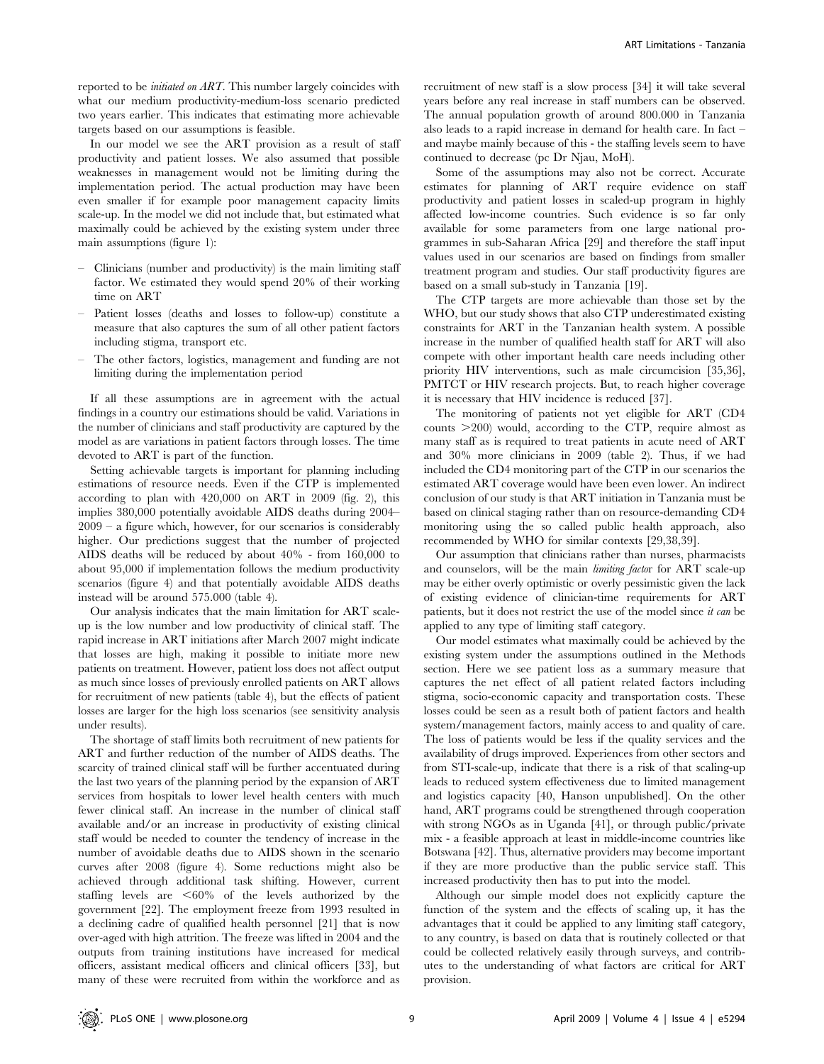reported to be *initiated on ART*. This number largely coincides with what our medium productivity-medium-loss scenario predicted two years earlier. This indicates that estimating more achievable targets based on our assumptions is feasible.

In our model we see the ART provision as a result of staff productivity and patient losses. We also assumed that possible weaknesses in management would not be limiting during the implementation period. The actual production may have been even smaller if for example poor management capacity limits scale-up. In the model we did not include that, but estimated what maximally could be achieved by the existing system under three main assumptions (figure 1):

- Clinicians (number and productivity) is the main limiting staff factor. We estimated they would spend 20% of their working time on ART
- Patient losses (deaths and losses to follow-up) constitute a measure that also captures the sum of all other patient factors including stigma, transport etc.
- The other factors, logistics, management and funding are not limiting during the implementation period

If all these assumptions are in agreement with the actual findings in a country our estimations should be valid. Variations in the number of clinicians and staff productivity are captured by the model as are variations in patient factors through losses. The time devoted to ART is part of the function.

Setting achievable targets is important for planning including estimations of resource needs. Even if the CTP is implemented according to plan with 420,000 on ART in 2009 (fig. 2), this implies 380,000 potentially avoidable AIDS deaths during 2004–2009 – a figure which, however, for our scenarios is considerably higher. Our predictions suggest that the number of projected AIDS deaths will be reduced by about 40% - from 160,000 to about 95,000 if implementation follows the medium productivity scenarios (figure 4) and that potentially avoidable AIDS deaths instead will be around 575.000 (table 4).

Our analysis indicates that the main limitation for ART scale-up is the low number and low productivity of clinical staff. The rapid increase in ART initiations after March 2007 might indicate that losses are high, making it possible to initiate more new patients on treatment. However, patient loss does not affect output as much since losses of previously enrolled patients on ART allows for recruitment of new patients (table 4), but the effects of patient losses are larger for the high loss scenarios (see sensitivity analysis under results).

The shortage of staff limits both recruitment of new patients for ART and further reduction of the number of AIDS deaths. The scarcity of trained clinical staff will be further accentuated during the last two years of the planning period by the expansion of ART services from hospitals to lower level health centers with much fewer clinical staff. An increase in the number of clinical staff available and/or an increase in productivity of existing clinical staff would be needed to counter the tendency of increase in the number of avoidable deaths due to AIDS shown in the scenario curves after 2008 (figure 4). Some reductions might also be achieved through additional task shifting. However, current staffing levels are <60% of the levels authorized by the government [22]. The employment freeze from 1993 resulted in a declining cadre of qualified health personnel [21] that is now over-aged with high attrition. The freeze was lifted in 2004 and the outputs from training institutions have increased for medical officers, assistant medical officers and clinical officers [33], but many of these were recruited from within the workforce and as recruitment of new staff is a slow process [34] it will take several years before any real increase in staff numbers can be observed. The annual population growth of around 800.000 in Tanzania also leads to a rapid increase in demand for health care. In fact – and maybe mainly because of this - the staffing levels seem to have continued to decrease (pc Dr Njau, MoH).

Some of the assumptions may also not be correct. Accurate estimates for planning of ART require evidence on staff productivity and patient losses in scaled-up program in highly affected low-income countries. Such evidence is so far only available for some parameters from one large national programmes in sub-Saharan Africa [29] and therefore the staff input values used in our scenarios are based on findings from smaller treatment program and studies. Our staff productivity figures are based on a small sub-study in Tanzania [19].

The CTP targets are more achievable than those set by the WHO, but our study shows that also CTP underestimated existing constraints for ART in the Tanzanian health system. A possible increase in the number of qualified health staff for ART will also compete with other important health care needs including other priority HIV interventions, such as male circumcision [35,36], PMTCT or HIV research projects. But, to reach higher coverage it is necessary that HIV incidence is reduced [37].

The monitoring of patients not yet eligible for ART (CD4 counts >200) would, according to the CTP, require almost as many staff as is required to treat patients in acute need of ART and 30% more clinicians in 2009 (table 2). Thus, if we had included the CD4 monitoring part of the CTP in our scenarios the estimated ART coverage would have been even lower. An indirect conclusion of our study is that ART initiation in Tanzania must be based on clinical staging rather than on resource-demanding CD4 monitoring using the so called public health approach, also recommended by WHO for similar contexts [29,38,39].

Our assumption that clinicians rather than nurses, pharmacists and counselors, will be the main *limiting factor* for ART scale-up may be either overly optimistic or overly pessimistic given the lack of existing evidence of clinician-time requirements for ART patients, but it does not restrict the use of the model since *it can* be applied to any type of limiting staff category.

Our model estimates what maximally could be achieved by the existing system under the assumptions outlined in the Methods section. Here we see patient loss as a summary measure that captures the net effect of all patient related factors including stigma, socio-economic capacity and transportation costs. These losses could be seen as a result both of patient factors and health system/management factors, mainly access to and quality of care. The loss of patients would be less if the quality services and the availability of drugs improved. Experiences from other sectors and from STI-scale-up, indicate that there is a risk of that scaling-up leads to reduced system effectiveness due to limited management and logistics capacity [40, Hanson unpublished]. On the other hand, ART programs could be strengthened through cooperation with strong NGOs as in Uganda [41], or through public/private mix - a feasible approach at least in middle-income countries like Botswana [42]. Thus, alternative providers may become important if they are more productive than the public service staff. This increased productivity then has to put into the model.

Although our simple model does not explicitly capture the function of the system and the effects of scaling up, it has the advantages that it could be applied to any limiting staff category, to any country, is based on data that is routinely collected or that could be collected relatively easily through surveys, and contributes to the understanding of what factors are critical for ART provision.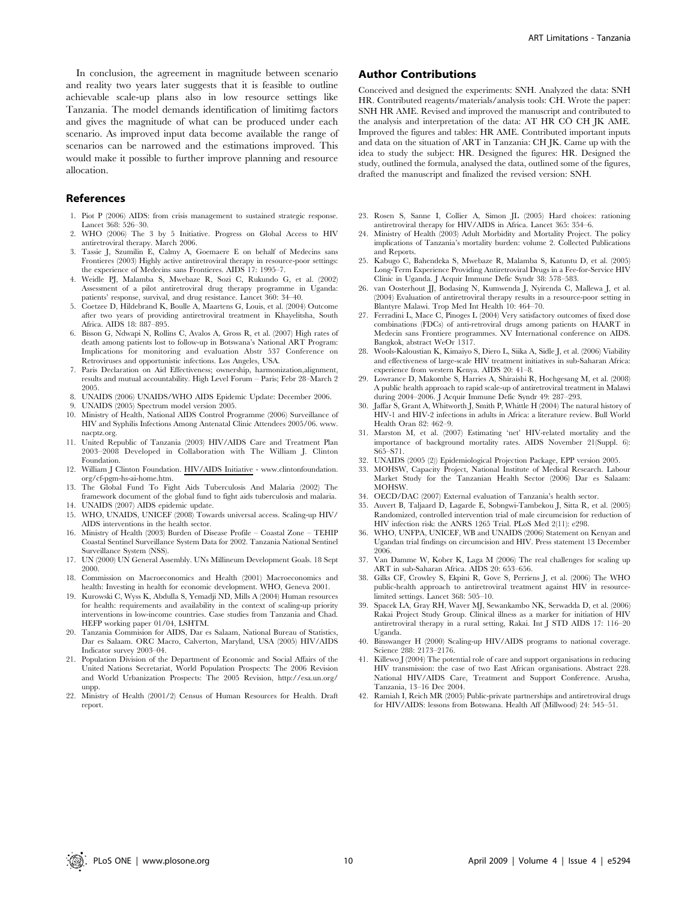In conclusion, the agreement in magnitude between scenario and reality two years later suggests that it is feasible to outline achievable scale-up plans also in low resource settings like Tanzania. The model demands identification of limitimg factors and gives the magnitude of what can be produced under each scenario. As improved input data become available the range of scenarios can be narrowed and the estimations improved. This would make it possible to further improve planning and resource allocation.

## Author Contributions

Conceived and designed the experiments: SNH. Analyzed the data: SNH HR. Contributed reagents/materials/analysis tools: CH. Wrote the paper: SNH HR AME. Revised and improved the manuscript and contributed to the analysis and interpretation of the data: AT HR CÖ CH JK AME. Improved the figures and tables: HR AME. Contributed important inputs and data on the situation of ART in Tanzania: CH JK. Came up with the idea to study the subject: HR. Designed the figures: HR. Designed the study, outlined the formula, analysed the data, outlined some of the figures, drafted the manuscript and finalized the revised version: SNH.

## References

1. Piot P (2006) AIDS: from crisis management to sustained strategic response. Lancet 368: 526–30.
2. WHO (2006) The 3 by 5 Initiative. Progress on Global Access to HIV antiretroviral therapy. March 2006.
3. Tassie J, Szumilin E, Calmy A, Goemaere E on behalf of Medecins sans Frontieres (2003) Highly active antiretroviral therapy in resource-poor settings: the experience of Medecins sans Frontieres. AIDS 17: 1995–7.
4. Weidle PJ, Malamba S, Mwebaze R, Sozi C, Rukundo G, et al. (2002) Assessment of a pilot antiretroviral drug therapy programme in Uganda: patients' response, survival, and drug resistance. Lancet 360: 34–40.
5. Coetzee D, Hildebrand K, Boulle A, Maartens G, Louis, et al. (2004) Outcome after two years of providing antiretroviral treatment in Khayelitsha, South Africa. AIDS 18: 887–895.
6. Bisson G, Ndwapi N, Rollins C, Avalos A, Gross R, et al. (2007) High rates of death among patients lost to follow-up in Botswana's National ART Program: Implications for monitoring and evaluation Abstr 537 Conference on Retroviruses and opportunistic infections. Los Angeles, USA.
7. Paris Declaration on Aid Effectiveness; ownership, harmonization,alignment, results and mutual accountability. High Level Forum – Paris; Febr 28–March 2 2005.
8. UNAIDS (2006) UNAIDS/WHO AIDS Epidemic Update: December 2006.
9. UNAIDS (2005) Spectrum model version 2005.
10. Ministry of Health, National AIDS Control Programme (2006) Surveillance of HIV and Syphilis Infections Among Antenatal Clinic Attendees 2005/06. www.nacptz.org.
11. United Republic of Tanzania (2003) HIV/AIDS Care and Treatment Plan 2003–2008 Developed in Collaboration with The William J. Clinton Foundation.
12. William J Clinton Foundation. HIV/AIDS Initiative - www.clintonfoundation.org/cf-pgm-hs-ai-home.htm.
13. The Global Fund To Fight Aids Tuberculosis And Malaria (2002) The framework document of the global fund to fight aids tuberculosis and malaria.
14. UNAIDS (2007) AIDS epidemic update.
15. WHO, UNAIDS, UNICEF (2008) Towards universal access. Scaling-up HIV/AIDS interventions in the health sector.
16. Ministry of Health (2003) Burden of Disease Profile – Coastal Zone – TEHIP Coastal Sentinel Surveillance System Data for 2002. Tanzania National Sentinel Surveillance System (NSS).
17. UN (2000) UN General Assembly. UNs Millineum Development Goals. 18 Sept 2000.
18. Commission on Macroeconomics and Health (2001) Macroeconomics and health: Investing in health for economic development. WHO, Geneva 2001.
19. Kurowski C, Wyss K, Abdulla S, Yemadji ND, Mills A (2004) Human resources for health: requirements and availability in the context of scaling-up priority interventions in low-income countries. Case studies from Tanzania and Chad. HEFP working paper 01/04, LSHTM.
20. Tanzania Commision for AIDS, Dar es Salaam, National Bureau of Statistics, Dar es Salaam. ORC Macro, Calverton, Maryland, USA (2005) HIV/AIDS Indicator survey 2003–04.
21. Population Division of the Department of Economic and Social Affairs of the United Nations Secretariat, World Population Prospects: The 2006 Revision and World Urbanization Prospects: The 2005 Revision, http://esa.un.org/unpp.
22. Ministry of Health (2001/2) Census of Human Resources for Health. Draft report.
23. Rosen S, Sanne I, Collier A, Simon JL (2005) Hard choices: rationing antiretroviral therapy for HIV/AIDS in Africa. Lancet 365: 354–6.
24. Ministry of Health (2003) Adult Morbidity and Mortality Project. The policy implications of Tanzania's mortality burden: volume 2. Collected Publications and Reports.
25. Kabugo C, Bahendeka S, Mwebaze R, Malamba S, Katuntu D, et al. (2005) Long-Term Experience Providing Antiretroviral Drugs in a Fee-for-Service HIV Clinic in Uganda. J Acquir Immune Defic Syndr 38: 578–583.
26. van Oosterhout JJ, Bodasing N, Kumwenda J, Nyirenda C, Mallewa J, et al. (2004) Evaluation of antiretroviral therapy results in a resource-poor setting in Blantyre Malawi. Trop Med Int Health 10: 464–70.
27. Ferradini L, Mace C, Pinoges L (2004) Very satisfactory outcomes of fixed dose combinations (FDCs) of anti-retroviral drugs among patients on HAART in Medecin sans Frontiere programmes. XV International conference on AIDS. Bangkok, abstract WeOr 1317.
28. Wools-Kaloustian K, Kimaiyo S, Diero L, Siika A, Sidle J, et al. (2006) Viability and effectiveness of large-scale HIV treatment initiatives in sub-Saharan Africa: experience from western Kenya. AIDS 20: 41–8.
29. Lowrance D, Makombe S, Harries A, Shiraishi R, Hochgesang M, et al. (2008) A public health approach to rapid scale-up of antiretroviral treatment in Malawi during 2004–2006. J Acquir Immune Defic Syndr 49: 287–293.
30. Jaffar S, Grant A, Whitworth J, Smith P, Whittle H (2004) The natural history of HIV-1 and HIV-2 infections in adults in Africa: a literature review. Bull World Health Oran 82: 462–9.
31. Marston M, et al. (2007) Estimating 'net' HIV-related mortality and the importance of background mortality rates. AIDS November 21(Suppl. 6): S65–S71.
32. UNAIDS (2005 (2)) Epidemiological Projection Package, EPP version 2005.
33. MOHSW, Capacity Project, National Institute of Medical Research. Labour Market Study for the Tanzanian Health Sector (2006) Dar es Salaam: MOHSW.
34. OECD/DAC (2007) External evaluation of Tanzania's health sector.
35. Auvert B, Taljaard D, Lagarde E, Sobngwi-Tambekou J, Sitta R, et al. (2005) Randomized, controlled intervention trial of male circumcision for reduction of HIV infection risk: the ANRS 1265 Trial. PLoS Med 2(11): e298.
36. WHO, UNFPA, UNICEF, WB and UNAIDS (2006) Statement on Kenyan and Ugandan trial findings on circumcision and HIV. Press statement 13 December 2006.
37. Van Damme W, Kober K, Laga M (2006) The real challenges for scaling up ART in sub-Saharan Africa. AIDS 20: 653–656.
38. Gilks CF, Crowley S, Ekpini R, Gove S, Perriens J, et al. (2006) The WHO public-health approach to antiretroviral treatment against HIV in resource-limited settings. Lancet 368: 505–10.
39. Spacek LA, Gray RH, Waver MJ, Sewankambo NK, Serwadda D, et al. (2006) Rakai Project Study Group. Clinical illness as a marker for initiation of HIV antiretroviral therapy in a rural setting, Rakai. Int J STD AIDS 17: 116–20 Uganda.
40. Binswanger H (2000) Scaling-up HIV/AIDS programs to national coverage. Science 288: 2173–2176.
41. Killewo J (2004) The potential role of care and support organisations in reducing HIV transmission: the case of two East African organisations. Abstract 228. National HIV/AIDS Care, Treatment and Support Conference. Arusha, Tanzania, 13–16 Dec 2004.
42. Ramiah I, Reich MR (2005) Public-private partnerships and antiretroviral drugs for HIV/AIDS: lessons from Botswana. Health Aff (Millwood) 24: 545–51.